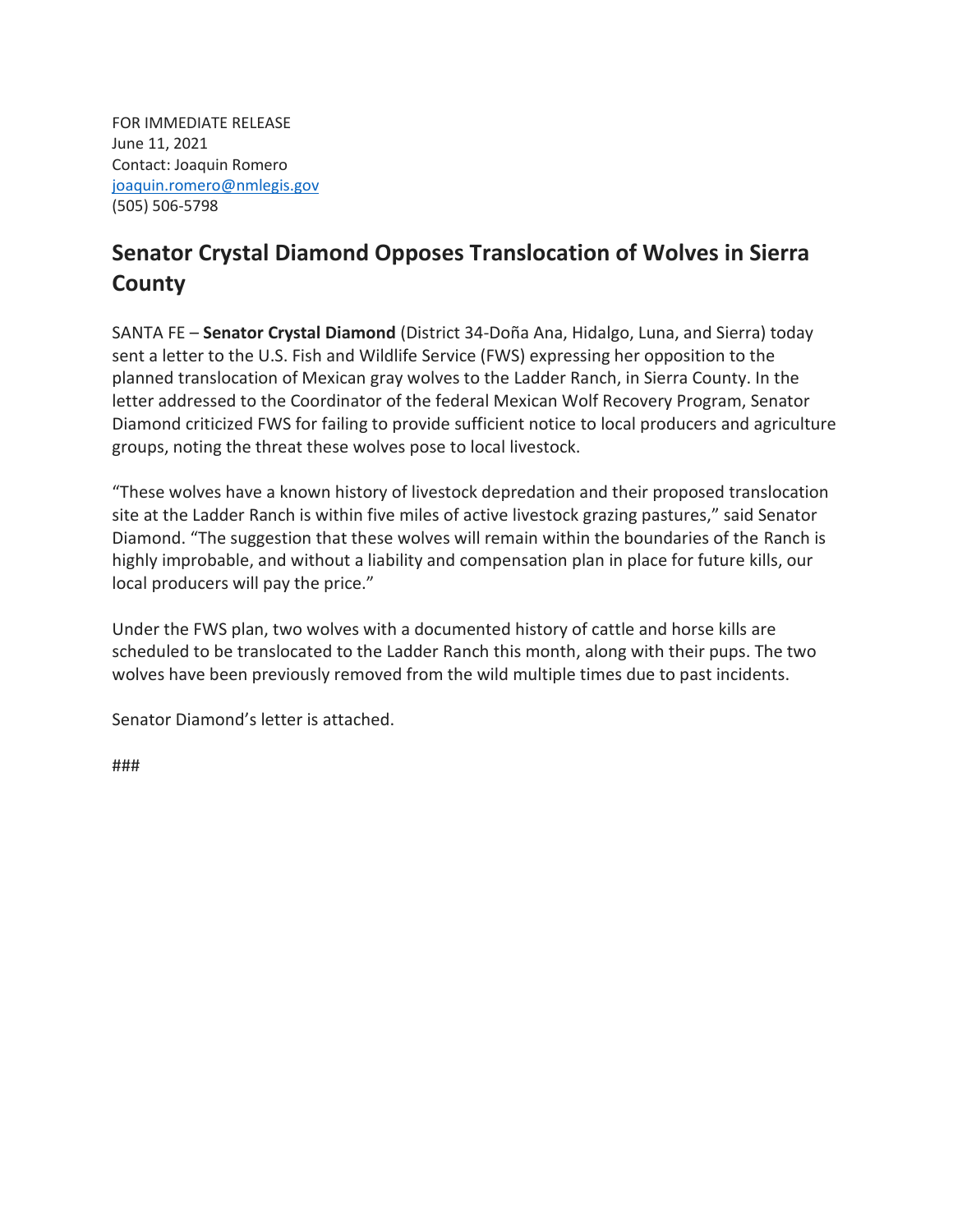FOR IMMEDIATE RELEASE
June 11, 2021
Contact: Joaquin Romero
[joaquin.romero@nmlegis.gov](mailto:joaquin.romero@nmlegis.gov)
(505) 506-5798

## Senator Crystal Diamond Opposes Translocation of Wolves in Sierra County

SANTA FE – **Senator Crystal Diamond** (District 34-Doña Ana, Hidalgo, Luna, and Sierra) today sent a letter to the U.S. Fish and Wildlife Service (FWS) expressing her opposition to the planned translocation of Mexican gray wolves to the Ladder Ranch, in Sierra County. In the letter addressed to the Coordinator of the federal Mexican Wolf Recovery Program, Senator Diamond criticized FWS for failing to provide sufficient notice to local producers and agriculture groups, noting the threat these wolves pose to local livestock.

"These wolves have a known history of livestock depredation and their proposed translocation site at the Ladder Ranch is within five miles of active livestock grazing pastures," said Senator Diamond. "The suggestion that these wolves will remain within the boundaries of the Ranch is highly improbable, and without a liability and compensation plan in place for future kills, our local producers will pay the price."

Under the FWS plan, two wolves with a documented history of cattle and horse kills are scheduled to be translocated to the Ladder Ranch this month, along with their pups. The two wolves have been previously removed from the wild multiple times due to past incidents.

Senator Diamond's letter is attached.

###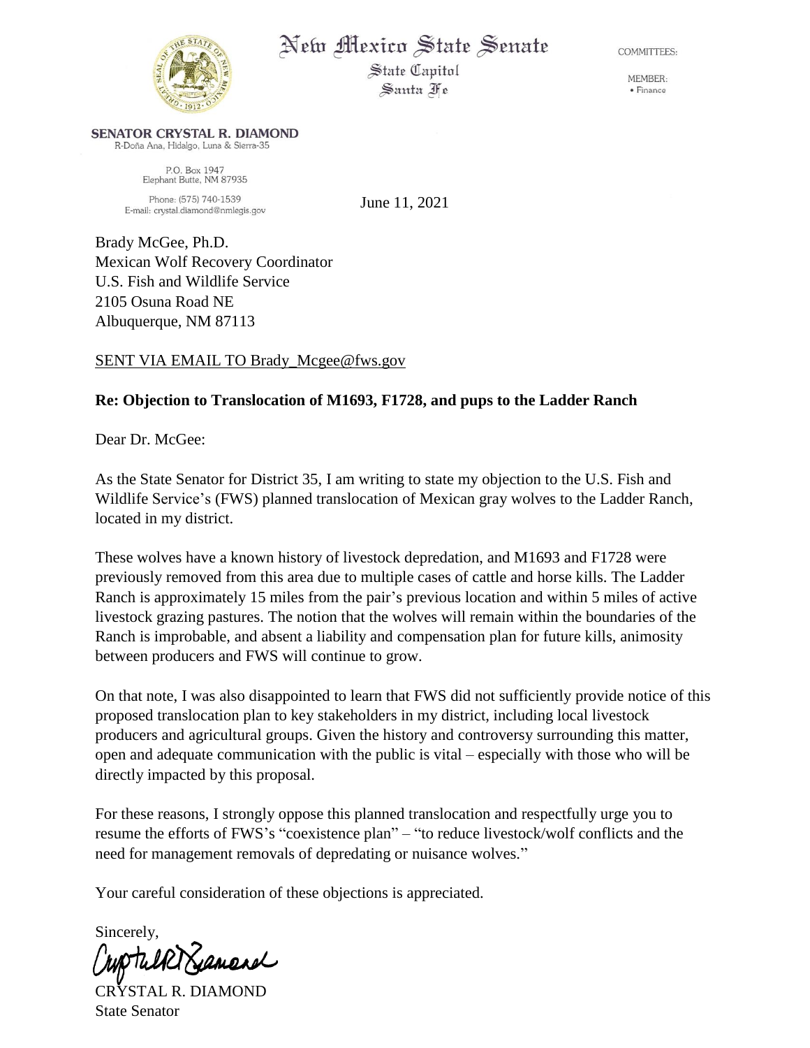# New Mexico State Senate

State Capitol
Santa Fe

COMMITTEES:

MEMBER:
• Finance

**SENATOR CRYSTAL R. DIAMOND**
R-Doña Ana, Hidalgo, Luna & Sierra-35

P.O. Box 1947
Elephant Butte, NM 87935

Phone: (575) 740-1539
E-mail: crystal.diamond@nmlegis.gov

June 11, 2021

Brady McGee, Ph.D.
Mexican Wolf Recovery Coordinator
U.S. Fish and Wildlife Service
2105 Osuna Road NE
Albuquerque, NM 87113

SENT VIA EMAIL TO Brady_Mcgee@fws.gov

**Re: Objection to Translocation of M1693, F1728, and pups to the Ladder Ranch**

Dear Dr. McGee:

As the State Senator for District 35, I am writing to state my objection to the U.S. Fish and Wildlife Service's (FWS) planned translocation of Mexican gray wolves to the Ladder Ranch, located in my district.

These wolves have a known history of livestock depredation, and M1693 and F1728 were previously removed from this area due to multiple cases of cattle and horse kills. The Ladder Ranch is approximately 15 miles from the pair's previous location and within 5 miles of active livestock grazing pastures. The notion that the wolves will remain within the boundaries of the Ranch is improbable, and absent a liability and compensation plan for future kills, animosity between producers and FWS will continue to grow.

On that note, I was also disappointed to learn that FWS did not sufficiently provide notice of this proposed translocation plan to key stakeholders in my district, including local livestock producers and agricultural groups. Given the history and controversy surrounding this matter, open and adequate communication with the public is vital – especially with those who will be directly impacted by this proposal.

For these reasons, I strongly oppose this planned translocation and respectfully urge you to resume the efforts of FWS's "coexistence plan" – "to reduce livestock/wolf conflicts and the need for management removals of depredating or nuisance wolves."

Your careful consideration of these objections is appreciated.

Sincerely,

CRYSTAL R. DIAMOND
State Senator